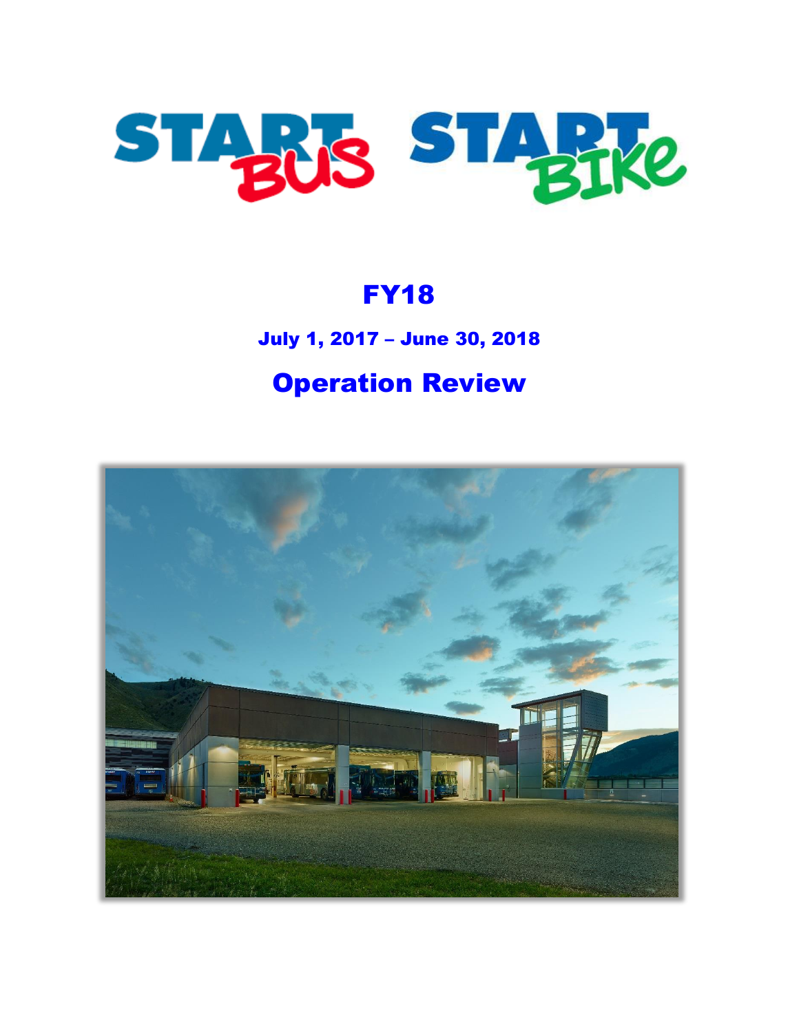START BUS START BIKE

# FY18

### July 1, 2017 – June 30, 2018

## Operation Review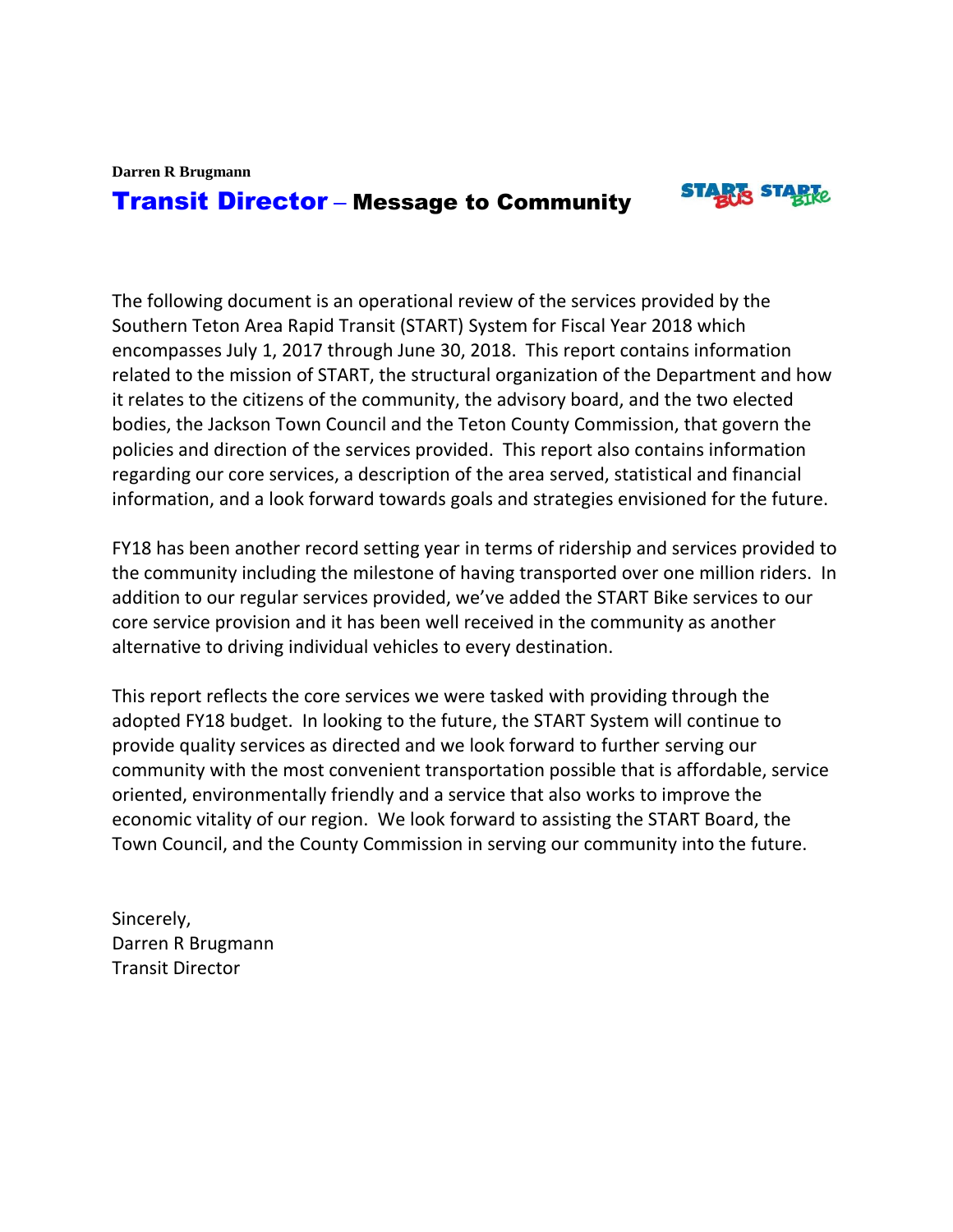**Darren R Brugmann**

## Transit Director – Message to Community

The following document is an operational review of the services provided by the Southern Teton Area Rapid Transit (START) System for Fiscal Year 2018 which encompasses July 1, 2017 through June 30, 2018. This report contains information related to the mission of START, the structural organization of the Department and how it relates to the citizens of the community, the advisory board, and the two elected bodies, the Jackson Town Council and the Teton County Commission, that govern the policies and direction of the services provided. This report also contains information regarding our core services, a description of the area served, statistical and financial information, and a look forward towards goals and strategies envisioned for the future.

FY18 has been another record setting year in terms of ridership and services provided to the community including the milestone of having transported over one million riders. In addition to our regular services provided, we've added the START Bike services to our core service provision and it has been well received in the community as another alternative to driving individual vehicles to every destination.

This report reflects the core services we were tasked with providing through the adopted FY18 budget. In looking to the future, the START System will continue to provide quality services as directed and we look forward to further serving our community with the most convenient transportation possible that is affordable, service oriented, environmentally friendly and a service that also works to improve the economic vitality of our region. We look forward to assisting the START Board, the Town Council, and the County Commission in serving our community into the future.

Sincerely,
Darren R Brugmann
Transit Director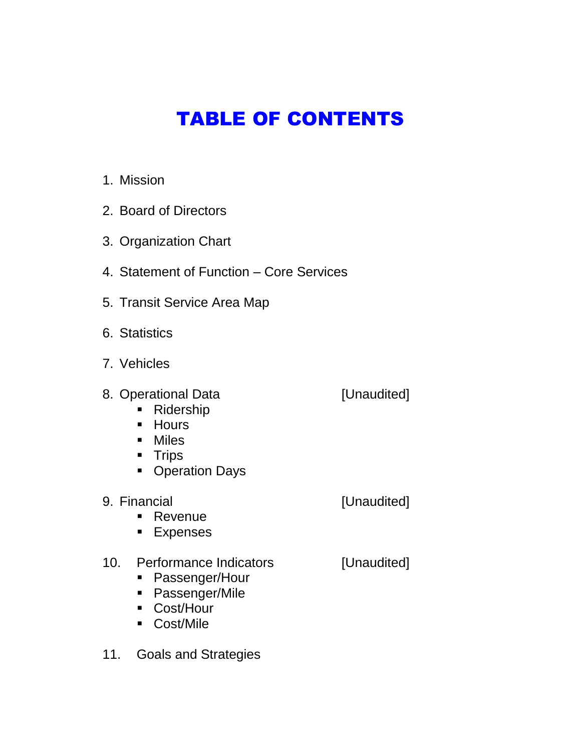# TABLE OF CONTENTS

1. Mission
2. Board of Directors
3. Organization Chart
4. Statement of Function – Core Services
5. Transit Service Area Map
6. Statistics
7. Vehicles
8. Operational Data [Unaudited]
   - Ridership
   - Hours
   - Miles
   - Trips
   - Operation Days
9. Financial [Unaudited]
   - Revenue
   - Expenses
10. Performance Indicators [Unaudited]
    - Passenger/Hour
    - Passenger/Mile
    - Cost/Hour
    - Cost/Mile
11. Goals and Strategies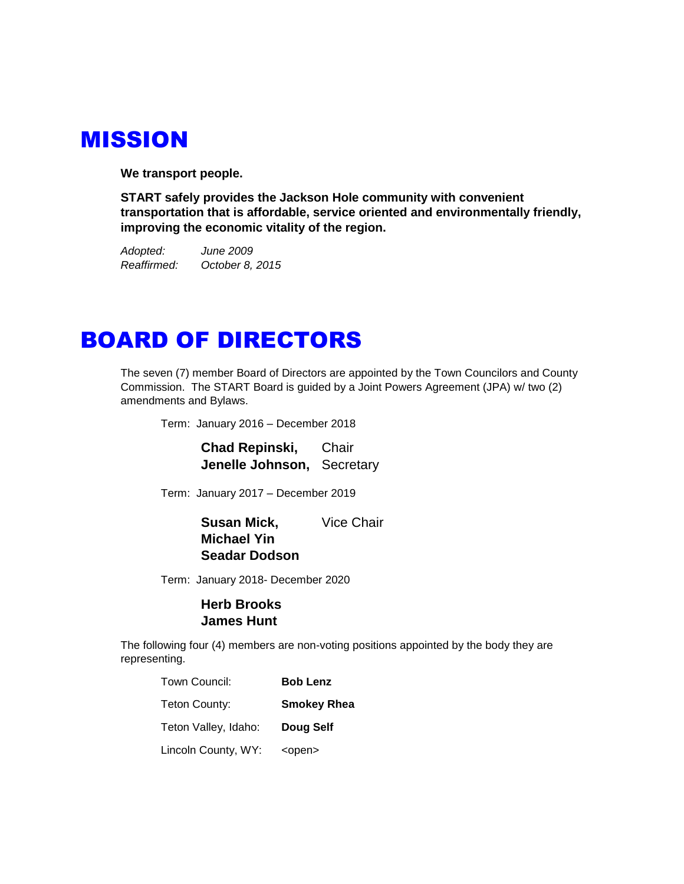# MISSION

**We transport people.**

**START safely provides the Jackson Hole community with convenient transportation that is affordable, service oriented and environmentally friendly, improving the economic vitality of the region.**

*Adopted:* *June 2009*
*Reaffirmed:* *October 8, 2015*

# BOARD OF DIRECTORS

The seven (7) member Board of Directors are appointed by the Town Councilors and County Commission. The START Board is guided by a Joint Powers Agreement (JPA) w/ two (2) amendments and Bylaws.

Term: January 2016 – December 2018

**Chad Repinski,** Chair
**Jenelle Johnson,** Secretary

Term: January 2017 – December 2019

**Susan Mick,** Vice Chair
**Michael Yin**
**Seadar Dodson**

Term: January 2018- December 2020

**Herb Brooks**
**James Hunt**

The following four (4) members are non-voting positions appointed by the body they are representing.

| | |
|---|---|
| Town Council: | **Bob Lenz** |
| Teton County: | **Smokey Rhea** |
| Teton Valley, Idaho: | **Doug Self** |
| Lincoln County, WY: | <open> |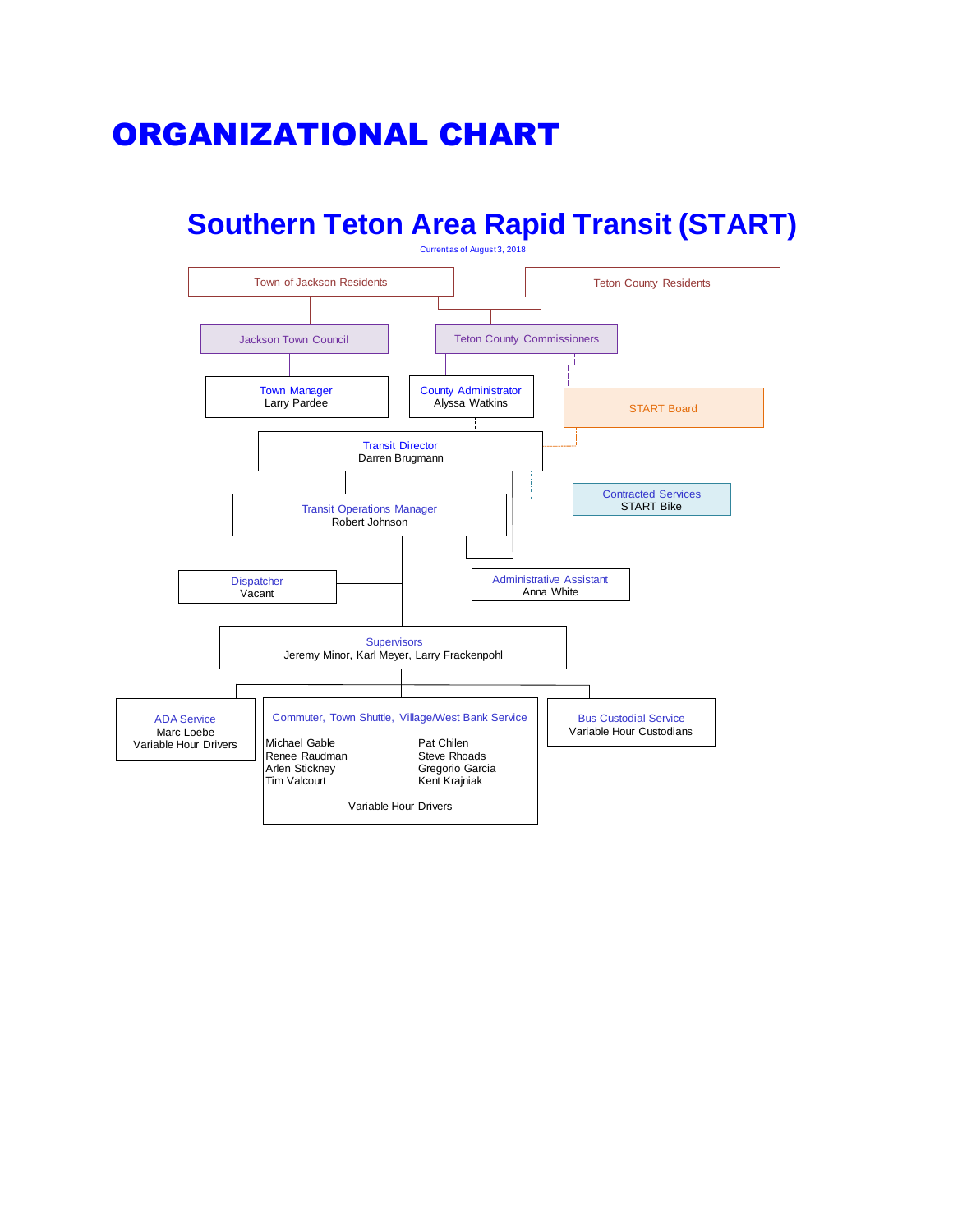# ORGANIZATIONAL CHART

## Southern Teton Area Rapid Transit (START)

Current as of August 3, 2018

- Town of Jackson Residents
  - Jackson Town Council
    - Town Manager — Larry Pardee
- Teton County Residents
  - Teton County Commissioners
    - County Administrator — Alyssa Watkins
- START Board

**Transit Director** — Darren Brugmann

- Contracted Services — START Bike
- Administrative Assistant — Anna White
- Transit Operations Manager — Robert Johnson
  - Dispatcher — Vacant
  - Supervisors — Jeremy Minor, Karl Meyer, Larry Frackenpohl
    - ADA Service — Marc Loebe, Variable Hour Drivers
    - Commuter, Town Shuttle, Village/West Bank Service
      - Michael Gable
      - Renee Raudman
      - Arlen Stickney
      - Tim Valcourt
      - Pat Chilen
      - Steve Rhoads
      - Gregorio Garcia
      - Kent Krajniak
      - Variable Hour Drivers
    - Bus Custodial Service — Variable Hour Custodians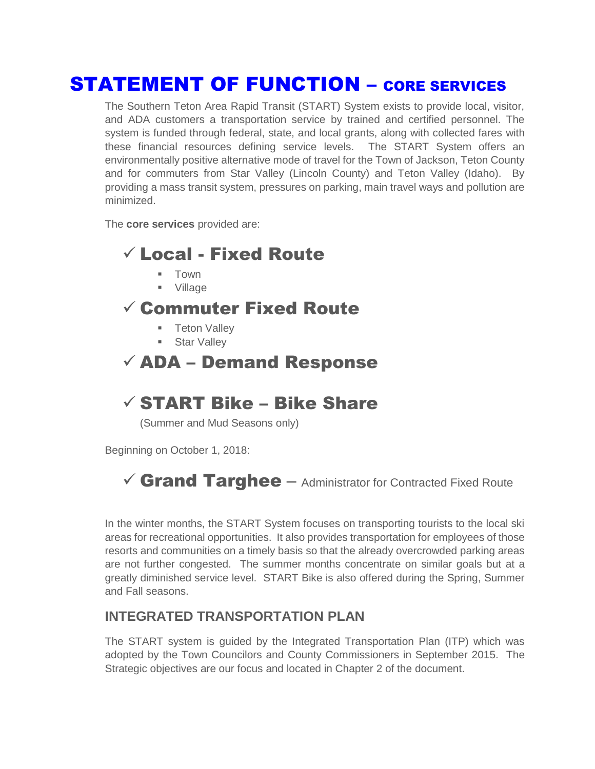# STATEMENT OF FUNCTION – CORE SERVICES

The Southern Teton Area Rapid Transit (START) System exists to provide local, visitor, and ADA customers a transportation service by trained and certified personnel. The system is funded through federal, state, and local grants, along with collected fares with these financial resources defining service levels. The START System offers an environmentally positive alternative mode of travel for the Town of Jackson, Teton County and for commuters from Star Valley (Lincoln County) and Teton Valley (Idaho). By providing a mass transit system, pressures on parking, main travel ways and pollution are minimized.

The **core services** provided are:

## ✓ Local - Fixed Route

- Town
- Village

## ✓ Commuter Fixed Route

- Teton Valley
- Star Valley

## ✓ ADA – Demand Response

## ✓ START Bike – Bike Share

(Summer and Mud Seasons only)

Beginning on October 1, 2018:

## ✓ Grand Targhee – Administrator for Contracted Fixed Route

In the winter months, the START System focuses on transporting tourists to the local ski areas for recreational opportunities. It also provides transportation for employees of those resorts and communities on a timely basis so that the already overcrowded parking areas are not further congested. The summer months concentrate on similar goals but at a greatly diminished service level. START Bike is also offered during the Spring, Summer and Fall seasons.

### INTEGRATED TRANSPORTATION PLAN

The START system is guided by the Integrated Transportation Plan (ITP) which was adopted by the Town Councilors and County Commissioners in September 2015. The Strategic objectives are our focus and located in Chapter 2 of the document.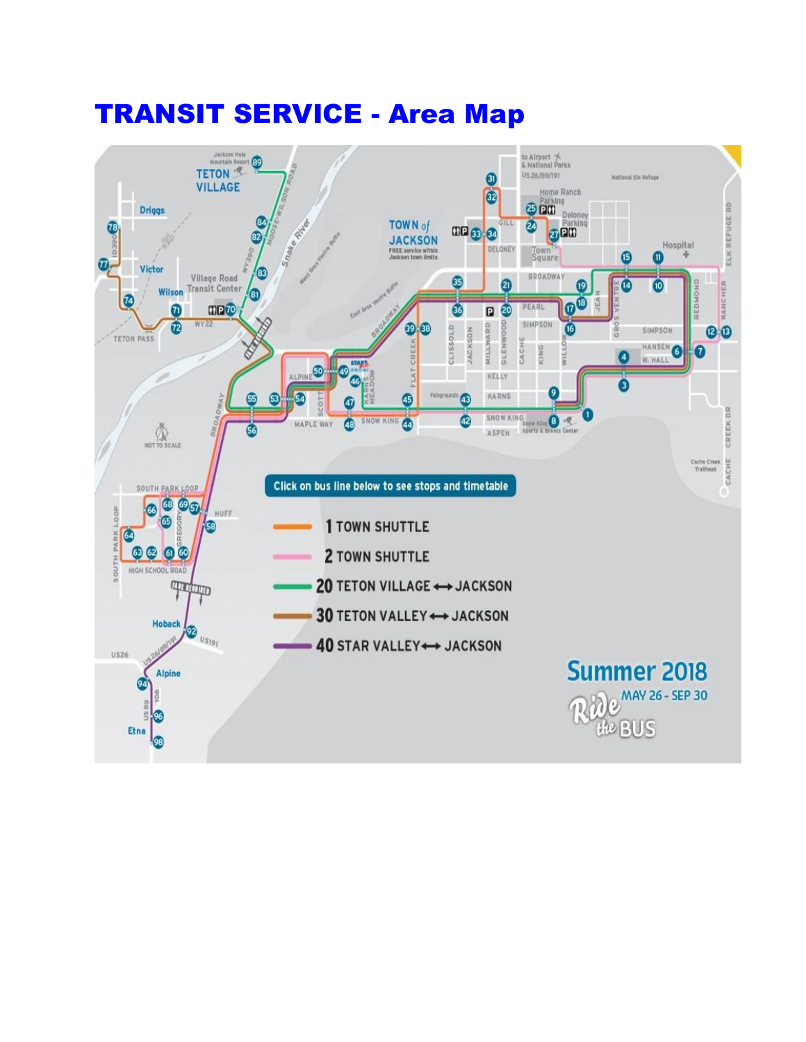# TRANSIT SERVICE - Area Map

Click on bus line below to see stops and timetable

- 1 TOWN SHUTTLE
- 2 TOWN SHUTTLE
- 20 TETON VILLAGE ↔ JACKSON
- 30 TETON VALLEY ↔ JACKSON
- 40 STAR VALLEY ↔ JACKSON

Summer 2018
MAY 26 - SEP 30
Ride the BUS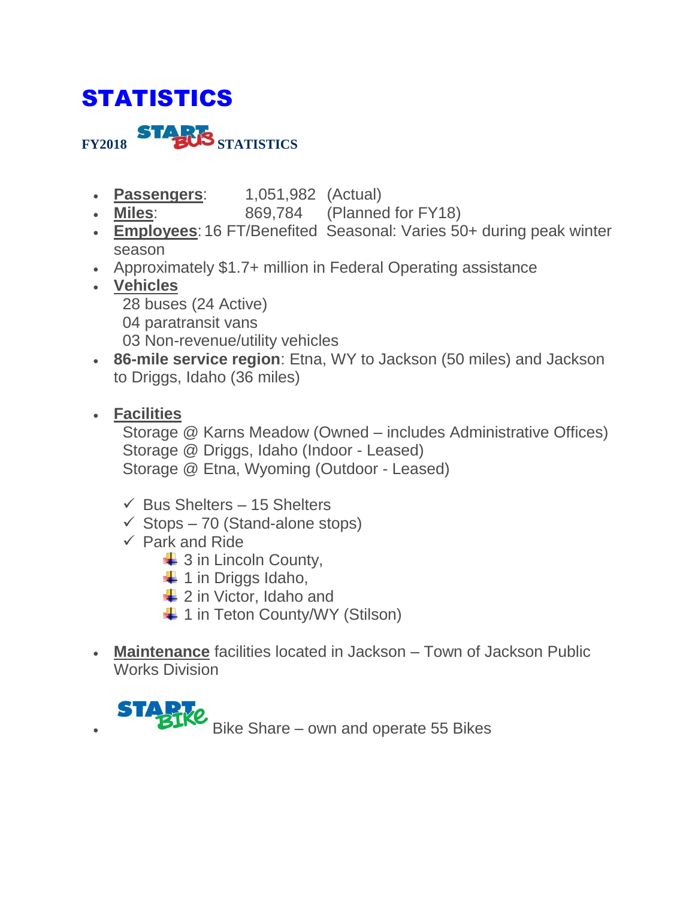# STATISTICS

**FY2018 START BUS STATISTICS**

- **Passengers**: 1,051,982 (Actual)
- **Miles**: 869,784 (Planned for FY18)
- **Employees**: 16 FT/Benefited Seasonal: Varies 50+ during peak winter season
- Approximately $1.7+ million in Federal Operating assistance
- **Vehicles**
  28 buses (24 Active)
  04 paratransit vans
  03 Non-revenue/utility vehicles
- **86-mile service region**: Etna, WY to Jackson (50 miles) and Jackson to Driggs, Idaho (36 miles)
- **Facilities**
  Storage @ Karns Meadow (Owned – includes Administrative Offices)
  Storage @ Driggs, Idaho (Indoor - Leased)
  Storage @ Etna, Wyoming (Outdoor - Leased)

  - ✓ Bus Shelters – 15 Shelters
  - ✓ Stops – 70 (Stand-alone stops)
  - ✓ Park and Ride
    - 3 in Lincoln County,
    - 1 in Driggs Idaho,
    - 2 in Victor, Idaho and
    - 1 in Teton County/WY (Stilson)

- **Maintenance** facilities located in Jackson – Town of Jackson Public Works Division
- START BIKE Bike Share – own and operate 55 Bikes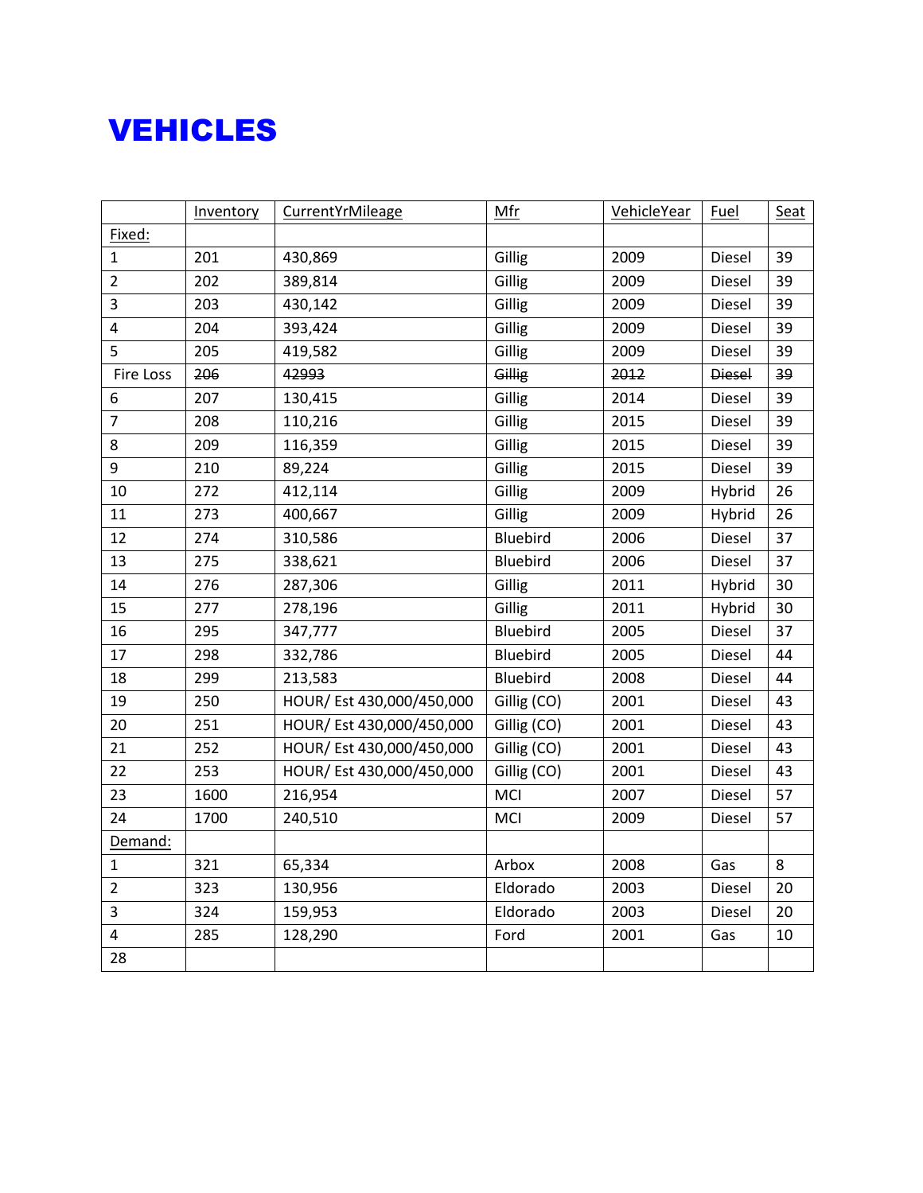# VEHICLES

| | Inventory | CurrentYrMileage | Mfr | VehicleYear | Fuel | Seat |
|---|---|---|---|---|---|---|
| Fixed: | | | | | | |
| 1 | 201 | 430,869 | Gillig | 2009 | Diesel | 39 |
| 2 | 202 | 389,814 | Gillig | 2009 | Diesel | 39 |
| 3 | 203 | 430,142 | Gillig | 2009 | Diesel | 39 |
| 4 | 204 | 393,424 | Gillig | 2009 | Diesel | 39 |
| 5 | 205 | 419,582 | Gillig | 2009 | Diesel | 39 |
| Fire Loss | ~~206~~ | ~~42993~~ | ~~Gillig~~ | ~~2012~~ | ~~Diesel~~ | ~~39~~ |
| 6 | 207 | 130,415 | Gillig | 2014 | Diesel | 39 |
| 7 | 208 | 110,216 | Gillig | 2015 | Diesel | 39 |
| 8 | 209 | 116,359 | Gillig | 2015 | Diesel | 39 |
| 9 | 210 | 89,224 | Gillig | 2015 | Diesel | 39 |
| 10 | 272 | 412,114 | Gillig | 2009 | Hybrid | 26 |
| 11 | 273 | 400,667 | Gillig | 2009 | Hybrid | 26 |
| 12 | 274 | 310,586 | Bluebird | 2006 | Diesel | 37 |
| 13 | 275 | 338,621 | Bluebird | 2006 | Diesel | 37 |
| 14 | 276 | 287,306 | Gillig | 2011 | Hybrid | 30 |
| 15 | 277 | 278,196 | Gillig | 2011 | Hybrid | 30 |
| 16 | 295 | 347,777 | Bluebird | 2005 | Diesel | 37 |
| 17 | 298 | 332,786 | Bluebird | 2005 | Diesel | 44 |
| 18 | 299 | 213,583 | Bluebird | 2008 | Diesel | 44 |
| 19 | 250 | HOUR/ Est 430,000/450,000 | Gillig (CO) | 2001 | Diesel | 43 |
| 20 | 251 | HOUR/ Est 430,000/450,000 | Gillig (CO) | 2001 | Diesel | 43 |
| 21 | 252 | HOUR/ Est 430,000/450,000 | Gillig (CO) | 2001 | Diesel | 43 |
| 22 | 253 | HOUR/ Est 430,000/450,000 | Gillig (CO) | 2001 | Diesel | 43 |
| 23 | 1600 | 216,954 | MCI | 2007 | Diesel | 57 |
| 24 | 1700 | 240,510 | MCI | 2009 | Diesel | 57 |
| Demand: | | | | | | |
| 1 | 321 | 65,334 | Arbox | 2008 | Gas | 8 |
| 2 | 323 | 130,956 | Eldorado | 2003 | Diesel | 20 |
| 3 | 324 | 159,953 | Eldorado | 2003 | Diesel | 20 |
| 4 | 285 | 128,290 | Ford | 2001 | Gas | 10 |
| 28 | | | | | | |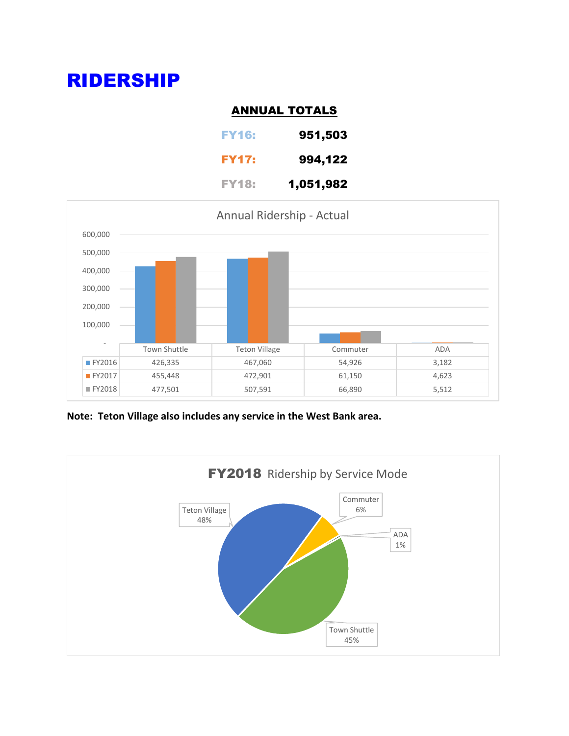# RIDERSHIP

## ANNUAL TOTALS

**FY16:** **951,503**

**FY17:** **994,122**

**FY18:** **1,051,982**

Annual Ridership - Actual

| | Town Shuttle | Teton Village | Commuter | ADA |
|---|---|---|---|---|
| FY2016 | 426,335 | 467,060 | 54,926 | 3,182 |
| FY2017 | 455,448 | 472,901 | 61,150 | 4,623 |
| FY2018 | 477,501 | 507,591 | 66,890 | 5,512 |

**Note: Teton Village also includes any service in the West Bank area.**

**FY2018** Ridership by Service Mode

| Service Mode | Share |
|---|---|
| Teton Village | 48% |
| Town Shuttle | 45% |
| Commuter | 6% |
| ADA | 1% |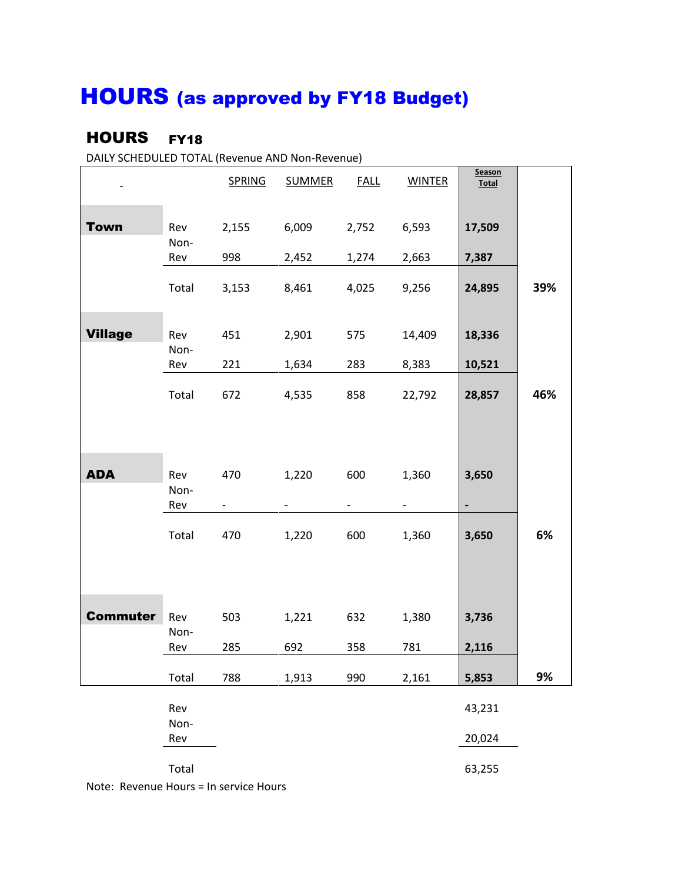# HOURS (as approved by FY18 Budget)

## HOURS FY18

DAILY SCHEDULED TOTAL (Revenue AND Non-Revenue)

| | | SPRING | SUMMER | FALL | WINTER | Season Total | |
|---|---|---|---|---|---|---|---|
| **Town** | Rev | 2,155 | 6,009 | 2,752 | 6,593 | **17,509** | |
| | Non-Rev | 998 | 2,452 | 1,274 | 2,663 | **7,387** | |
| | Total | 3,153 | 8,461 | 4,025 | 9,256 | **24,895** | **39%** |
| **Village** | Rev | 451 | 2,901 | 575 | 14,409 | **18,336** | |
| | Non-Rev | 221 | 1,634 | 283 | 8,383 | **10,521** | |
| | Total | 672 | 4,535 | 858 | 22,792 | **28,857** | **46%** |
| **ADA** | Rev | 470 | 1,220 | 600 | 1,360 | **3,650** | |
| | Non-Rev | - | - | - | - | **-** | |
| | Total | 470 | 1,220 | 600 | 1,360 | **3,650** | **6%** |
| **Commuter** | Rev | 503 | 1,221 | 632 | 1,380 | **3,736** | |
| | Non-Rev | 285 | 692 | 358 | 781 | **2,116** | |
| | Total | 788 | 1,913 | 990 | 2,161 | **5,853** | **9%** |
| | Rev | | | | | 43,231 | |
| | Non-Rev | | | | | 20,024 | |
| | Total | | | | | 63,255 | |

Note: Revenue Hours = In service Hours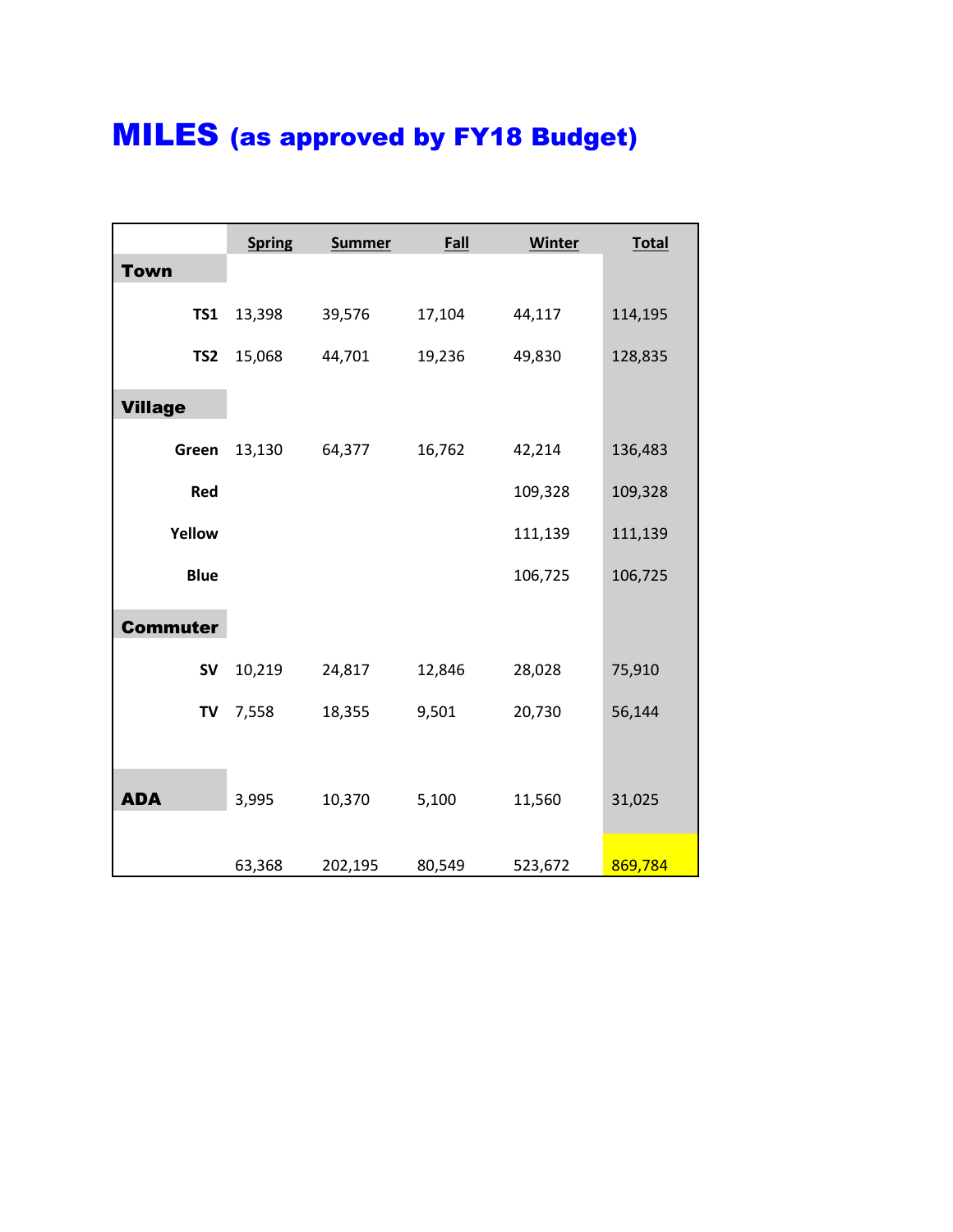# MILES (as approved by FY18 Budget)

| | Spring | Summer | Fall | Winter | Total |
|---|---|---|---|---|---|
| **Town** | | | | | |
| **TS1** | 13,398 | 39,576 | 17,104 | 44,117 | 114,195 |
| **TS2** | 15,068 | 44,701 | 19,236 | 49,830 | 128,835 |
| **Village** | | | | | |
| **Green** | 13,130 | 64,377 | 16,762 | 42,214 | 136,483 |
| **Red** | | | | 109,328 | 109,328 |
| **Yellow** | | | | 111,139 | 111,139 |
| **Blue** | | | | 106,725 | 106,725 |
| **Commuter** | | | | | |
| **SV** | 10,219 | 24,817 | 12,846 | 28,028 | 75,910 |
| **TV** | 7,558 | 18,355 | 9,501 | 20,730 | 56,144 |
| **ADA** | 3,995 | 10,370 | 5,100 | 11,560 | 31,025 |
| | 63,368 | 202,195 | 80,549 | 523,672 | 869,784 |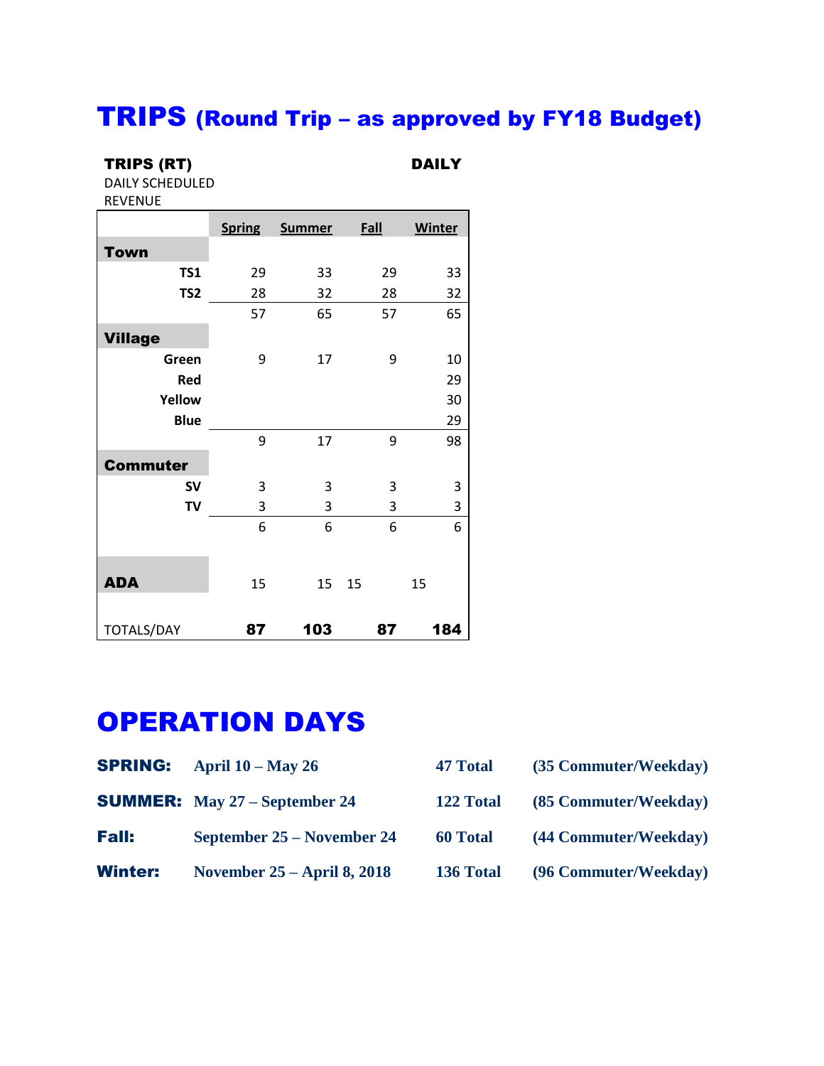# TRIPS (Round Trip – as approved by FY18 Budget)

**TRIPS (RT)** **DAILY**

DAILY SCHEDULED REVENUE

| | Spring | Summer | Fall | Winter |
|---|---|---|---|---|
| **Town** | | | | |
| **TS1** | 29 | 33 | 29 | 33 |
| **TS2** | 28 | 32 | 28 | 32 |
| | 57 | 65 | 57 | 65 |
| **Village** | | | | |
| **Green** | 9 | 17 | 9 | 10 |
| **Red** | | | | 29 |
| **Yellow** | | | | 30 |
| **Blue** | | | | 29 |
| | 9 | 17 | 9 | 98 |
| **Commuter** | | | | |
| **SV** | 3 | 3 | 3 | 3 |
| **TV** | 3 | 3 | 3 | 3 |
| | 6 | 6 | 6 | 6 |
| **ADA** | 15 | 15 | 15 | 15 |
| TOTALS/DAY | **87** | **103** | **87** | **184** |

# OPERATION DAYS

| | | | |
|---|---|---|---|
| **SPRING:** | **April 10 – May 26** | **47 Total** | **(35 Commuter/Weekday)** |
| **SUMMER:** | **May 27 – September 24** | **122 Total** | **(85 Commuter/Weekday)** |
| **Fall:** | **September 25 – November 24** | **60 Total** | **(44 Commuter/Weekday)** |
| **Winter:** | **November 25 – April 8, 2018** | **136 Total** | **(96 Commuter/Weekday)** |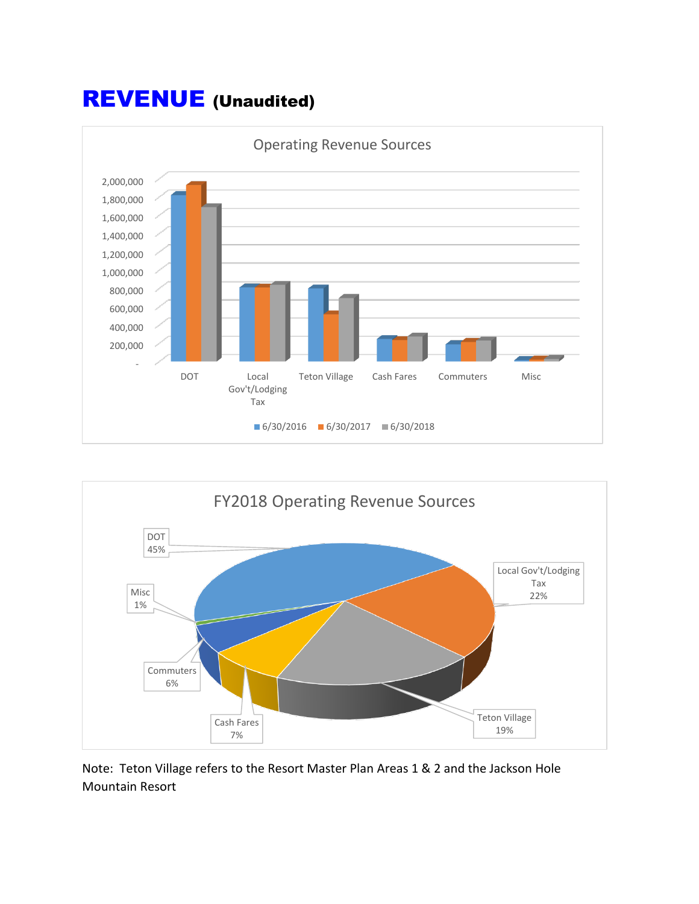# REVENUE (Unaudited)

Operating Revenue Sources

| | 6/30/2016 | 6/30/2017 | 6/30/2018 |
|---|---|---|---|
| DOT | | | |
| Local Gov't/Lodging Tax | | | |
| Teton Village | | | |
| Cash Fares | | | |
| Commuters | | | |
| Misc | | | |

FY2018 Operating Revenue Sources

| Source | Percent |
|---|---|
| DOT | 45% |
| Local Gov't/Lodging Tax | 22% |
| Teton Village | 19% |
| Cash Fares | 7% |
| Commuters | 6% |
| Misc | 1% |

Note: Teton Village refers to the Resort Master Plan Areas 1 & 2 and the Jackson Hole Mountain Resort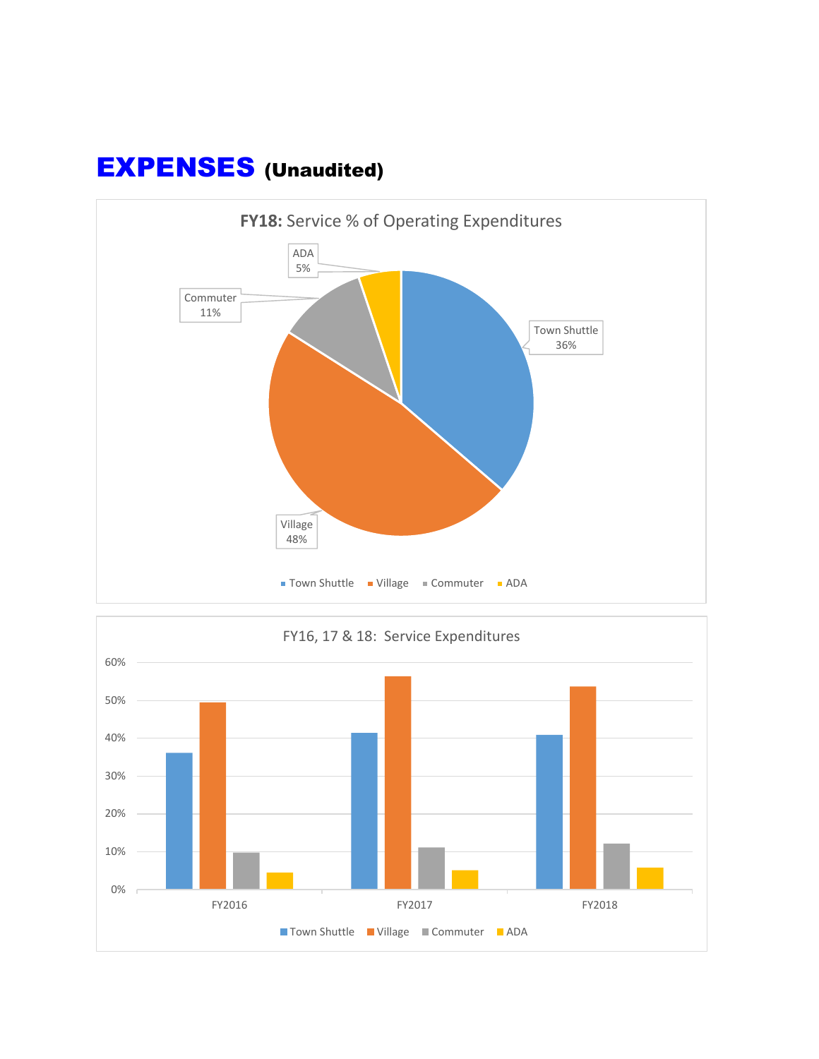# EXPENSES (Unaudited)

**FY18:** Service % of Operating Expenditures

| Service | % |
|---|---|
| Town Shuttle | 36% |
| Village | 48% |
| Commuter | 11% |
| ADA | 5% |

FY16, 17 & 18: Service Expenditures

Legend: Town Shuttle, Village, Commuter, ADA

Axis: 0%, 10%, 20%, 30%, 40%, 50%, 60%

Years: FY2016, FY2017, FY2018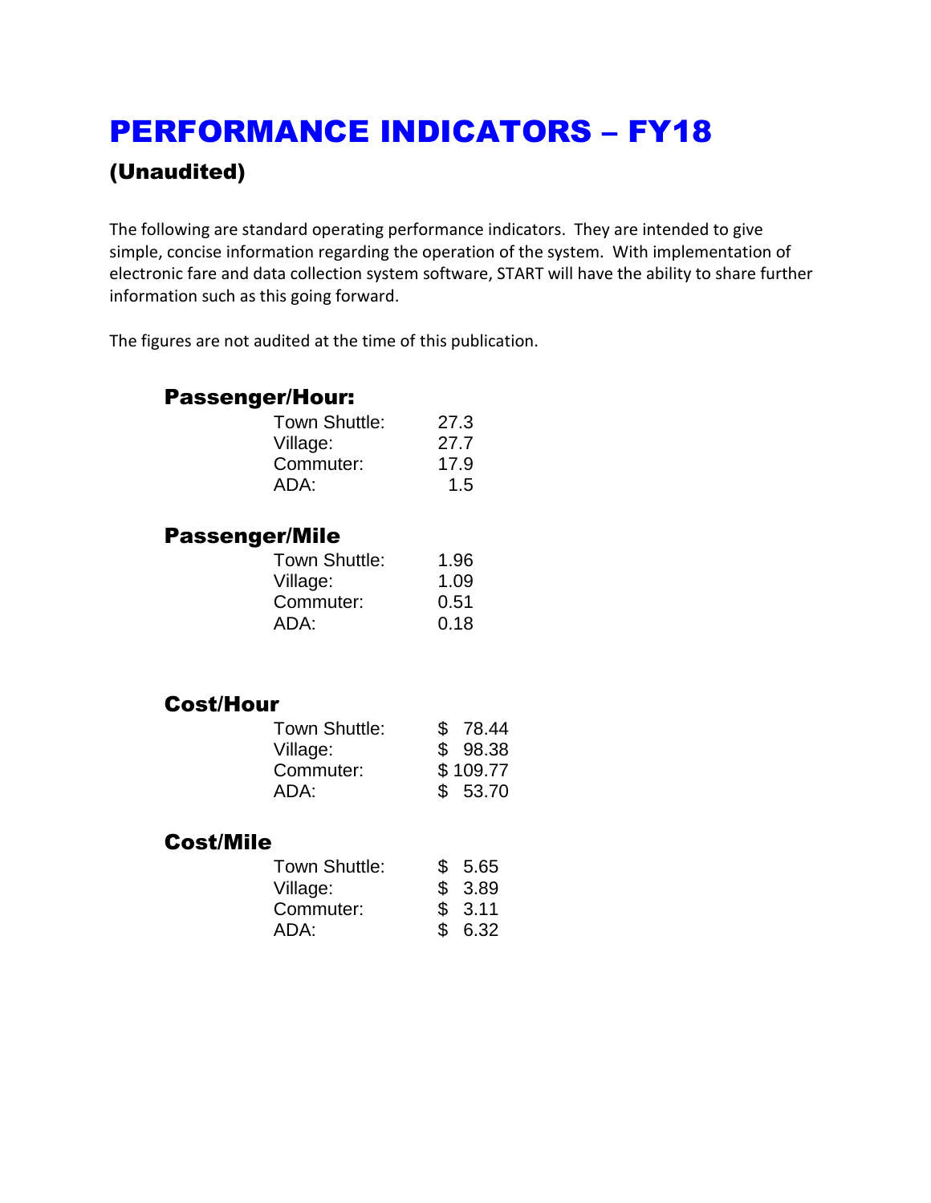# PERFORMANCE INDICATORS – FY18

### (Unaudited)

The following are standard operating performance indicators. They are intended to give simple, concise information regarding the operation of the system. With implementation of electronic fare and data collection system software, START will have the ability to share further information such as this going forward.

The figures are not audited at the time of this publication.

## Passenger/Hour:

| | |
|---|---|
| Town Shuttle: | 27.3 |
| Village: | 27.7 |
| Commuter: | 17.9 |
| ADA: | 1.5 |

## Passenger/Mile

| | |
|---|---|
| Town Shuttle: | 1.96 |
| Village: | 1.09 |
| Commuter: | 0.51 |
| ADA: | 0.18 |

## Cost/Hour

| | |
|---|---|
| Town Shuttle: | $ 78.44 |
| Village: | $ 98.38 |
| Commuter: | $ 109.77 |
| ADA: | $ 53.70 |

## Cost/Mile

| | |
|---|---|
| Town Shuttle: | $ 5.65 |
| Village: | $ 3.89 |
| Commuter: | $ 3.11 |
| ADA: | $ 6.32 |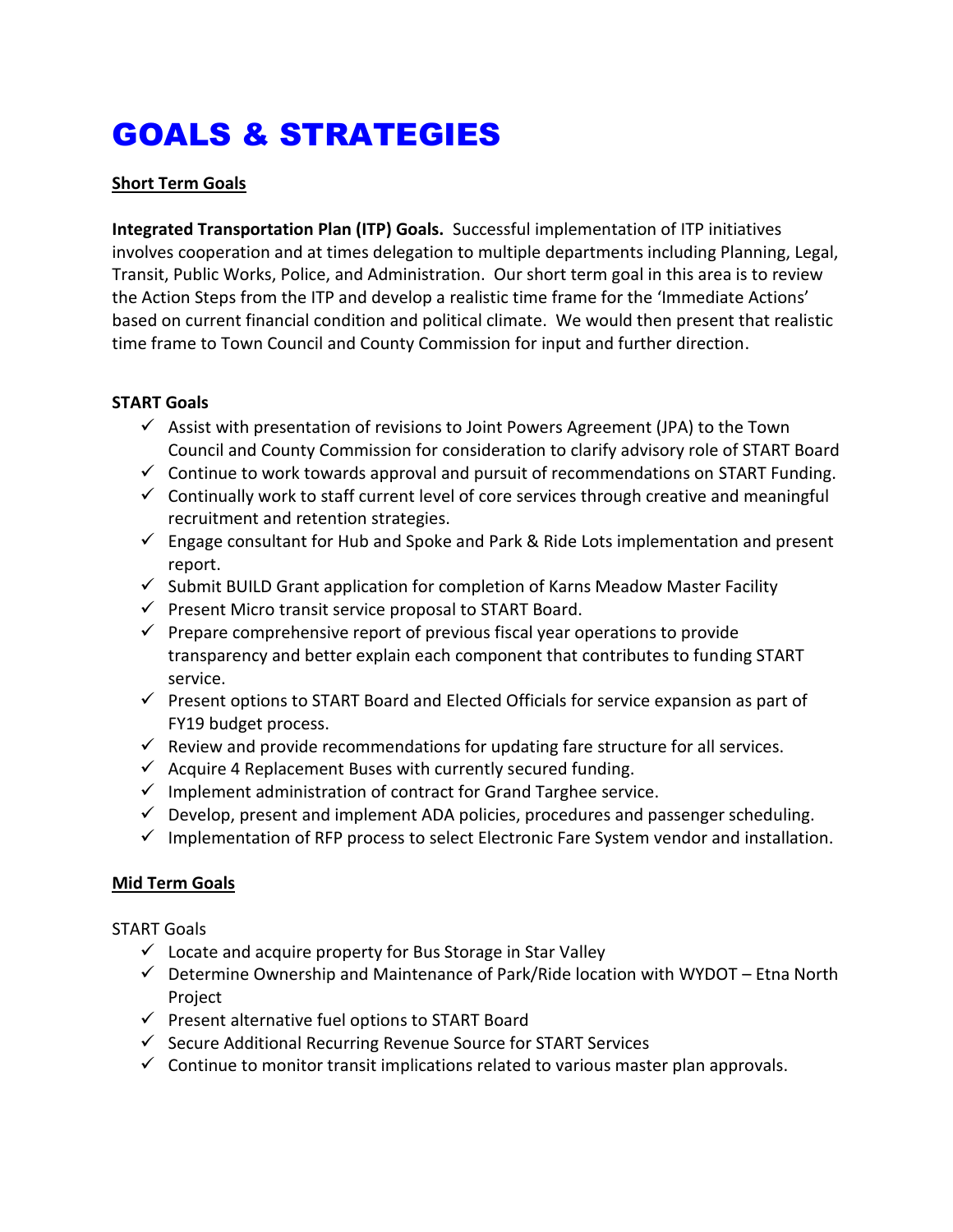# GOALS & STRATEGIES

__Short Term Goals__

**Integrated Transportation Plan (ITP) Goals.** Successful implementation of ITP initiatives involves cooperation and at times delegation to multiple departments including Planning, Legal, Transit, Public Works, Police, and Administration. Our short term goal in this area is to review the Action Steps from the ITP and develop a realistic time frame for the 'Immediate Actions' based on current financial condition and political climate. We would then present that realistic time frame to Town Council and County Commission for input and further direction.

**START Goals**

- ✓ Assist with presentation of revisions to Joint Powers Agreement (JPA) to the Town Council and County Commission for consideration to clarify advisory role of START Board
- ✓ Continue to work towards approval and pursuit of recommendations on START Funding.
- ✓ Continually work to staff current level of core services through creative and meaningful recruitment and retention strategies.
- ✓ Engage consultant for Hub and Spoke and Park & Ride Lots implementation and present report.
- ✓ Submit BUILD Grant application for completion of Karns Meadow Master Facility
- ✓ Present Micro transit service proposal to START Board.
- ✓ Prepare comprehensive report of previous fiscal year operations to provide transparency and better explain each component that contributes to funding START service.
- ✓ Present options to START Board and Elected Officials for service expansion as part of FY19 budget process.
- ✓ Review and provide recommendations for updating fare structure for all services.
- ✓ Acquire 4 Replacement Buses with currently secured funding.
- ✓ Implement administration of contract for Grand Targhee service.
- ✓ Develop, present and implement ADA policies, procedures and passenger scheduling.
- ✓ Implementation of RFP process to select Electronic Fare System vendor and installation.

__Mid Term Goals__

START Goals

- ✓ Locate and acquire property for Bus Storage in Star Valley
- ✓ Determine Ownership and Maintenance of Park/Ride location with WYDOT – Etna North Project
- ✓ Present alternative fuel options to START Board
- ✓ Secure Additional Recurring Revenue Source for START Services
- ✓ Continue to monitor transit implications related to various master plan approvals.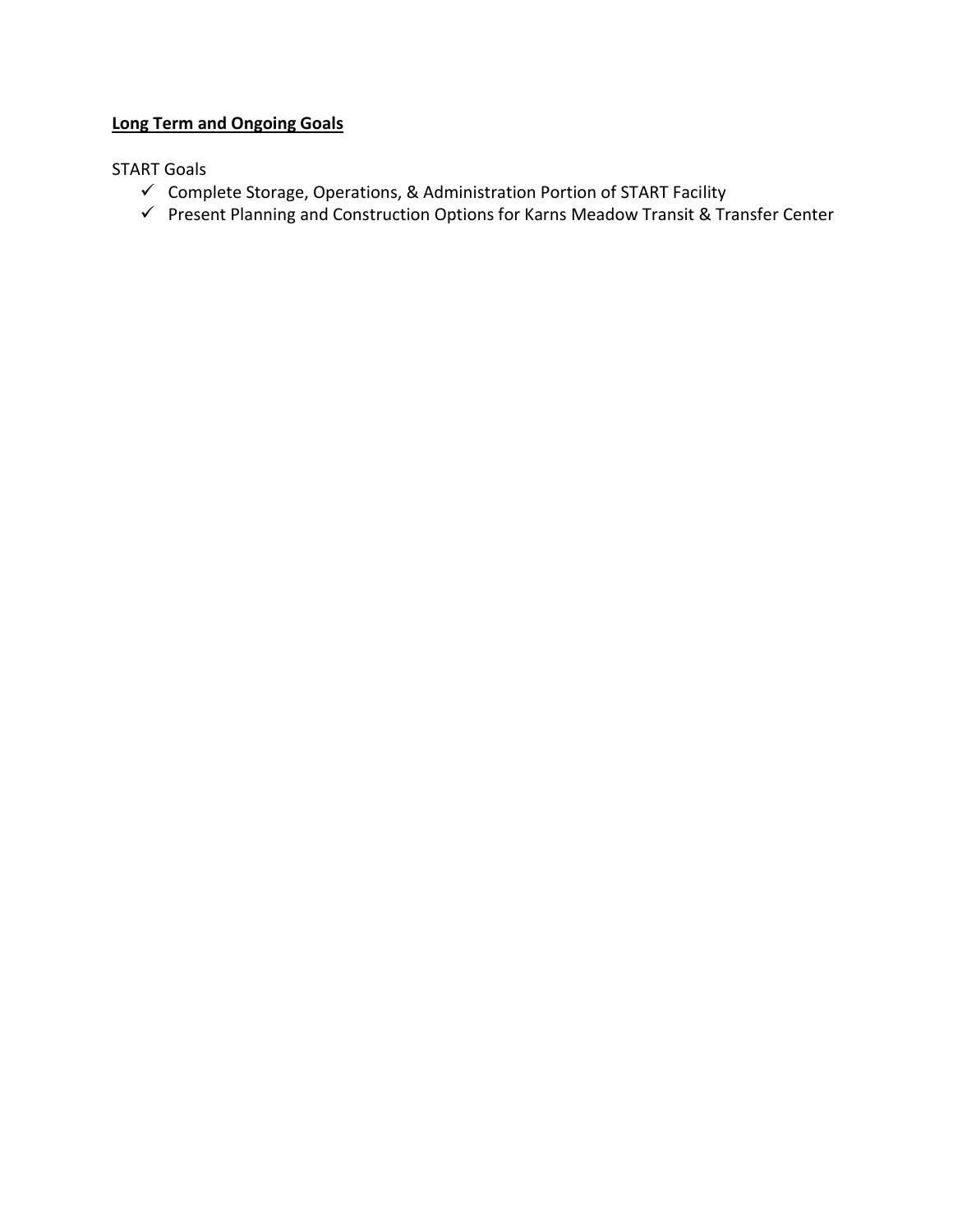**Long Term and Ongoing Goals**

START Goals

- ✓ Complete Storage, Operations, & Administration Portion of START Facility
- ✓ Present Planning and Construction Options for Karns Meadow Transit & Transfer Center